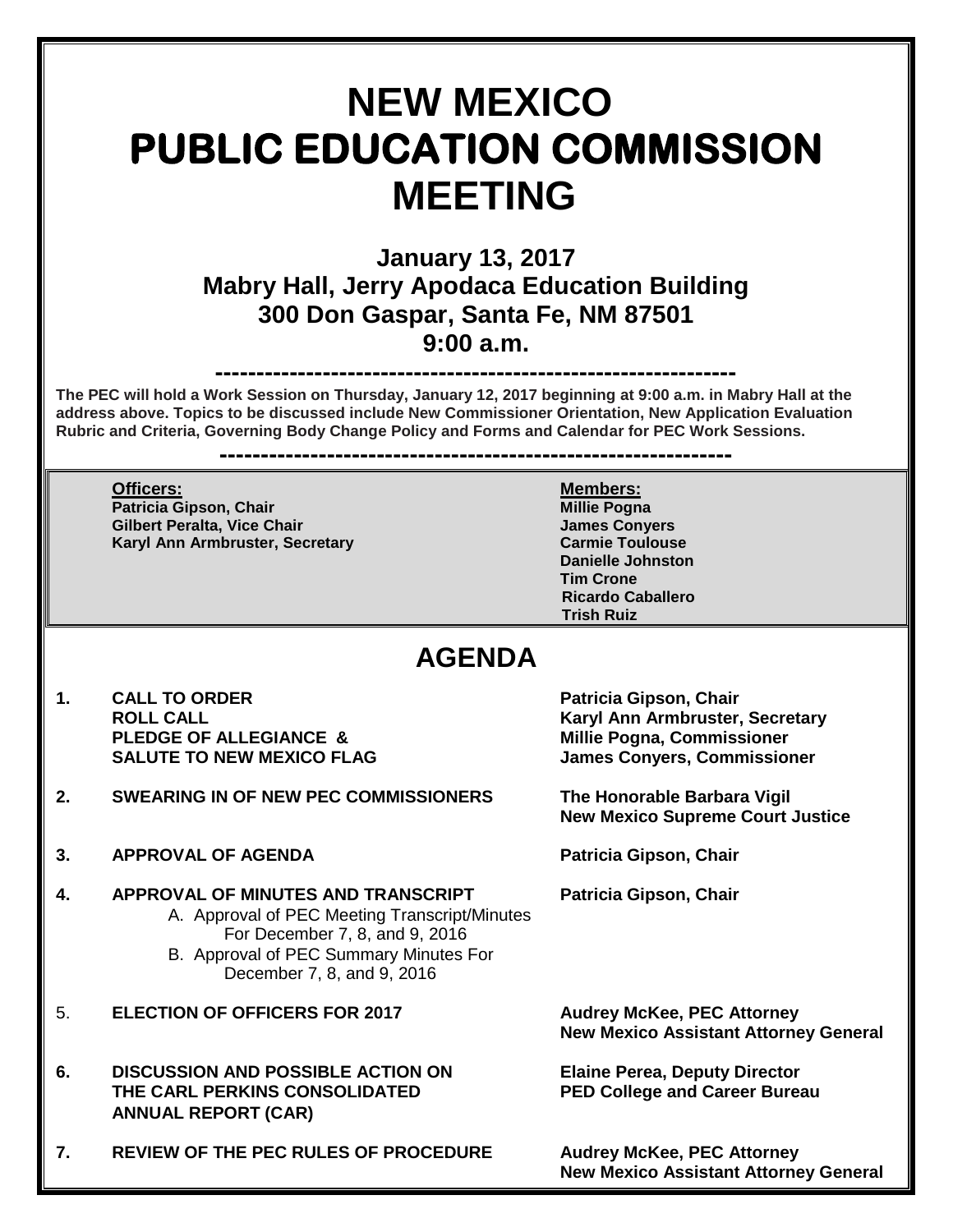# NEW MEXICO
# PUBLIC EDUCATION COMMISSION
# MEETING

## January 13, 2017
## Mabry Hall, Jerry Apodaca Education Building
## 300 Don Gaspar, Santa Fe, NM 87501
## 9:00 a.m.

---

**The PEC will hold a Work Session on Thursday, January 12, 2017 beginning at 9:00 a.m. in Mabry Hall at the address above. Topics to be discussed include New Commissioner Orientation, New Application Evaluation Rubric and Criteria, Governing Body Change Policy and Forms and Calendar for PEC Work Sessions.**

---

| Officers: | Members: |
|---|---|
| Patricia Gipson, Chair | Millie Pogna |
| Gilbert Peralta, Vice Chair | James Conyers |
| Karyl Ann Armbruster, Secretary | Carmie Toulouse |
| | Danielle Johnston |
| | Tim Crone |
| | Ricardo Caballero |
| | Trish Ruiz |

## AGENDA

**1. CALL TO ORDER** — **Patricia Gipson, Chair**
**ROLL CALL** — **Karyl Ann Armbruster, Secretary**
**PLEDGE OF ALLEGIANCE &** — **Millie Pogna, Commissioner**
**SALUTE TO NEW MEXICO FLAG** — **James Conyers, Commissioner**

**2. SWEARING IN OF NEW PEC COMMISSIONERS** — **The Honorable Barbara Vigil, New Mexico Supreme Court Justice**

**3. APPROVAL OF AGENDA** — **Patricia Gipson, Chair**

**4. APPROVAL OF MINUTES AND TRANSCRIPT** — **Patricia Gipson, Chair**
- A. Approval of PEC Meeting Transcript/Minutes For December 7, 8, and 9, 2016
- B. Approval of PEC Summary Minutes For December 7, 8, and 9, 2016

5. **ELECTION OF OFFICERS FOR 2017** — **Audrey McKee, PEC Attorney, New Mexico Assistant Attorney General**

**6. DISCUSSION AND POSSIBLE ACTION ON THE CARL PERKINS CONSOLIDATED ANNUAL REPORT (CAR)** — **Elaine Perea, Deputy Director, PED College and Career Bureau**

**7. REVIEW OF THE PEC RULES OF PROCEDURE** — **Audrey McKee, PEC Attorney, New Mexico Assistant Attorney General**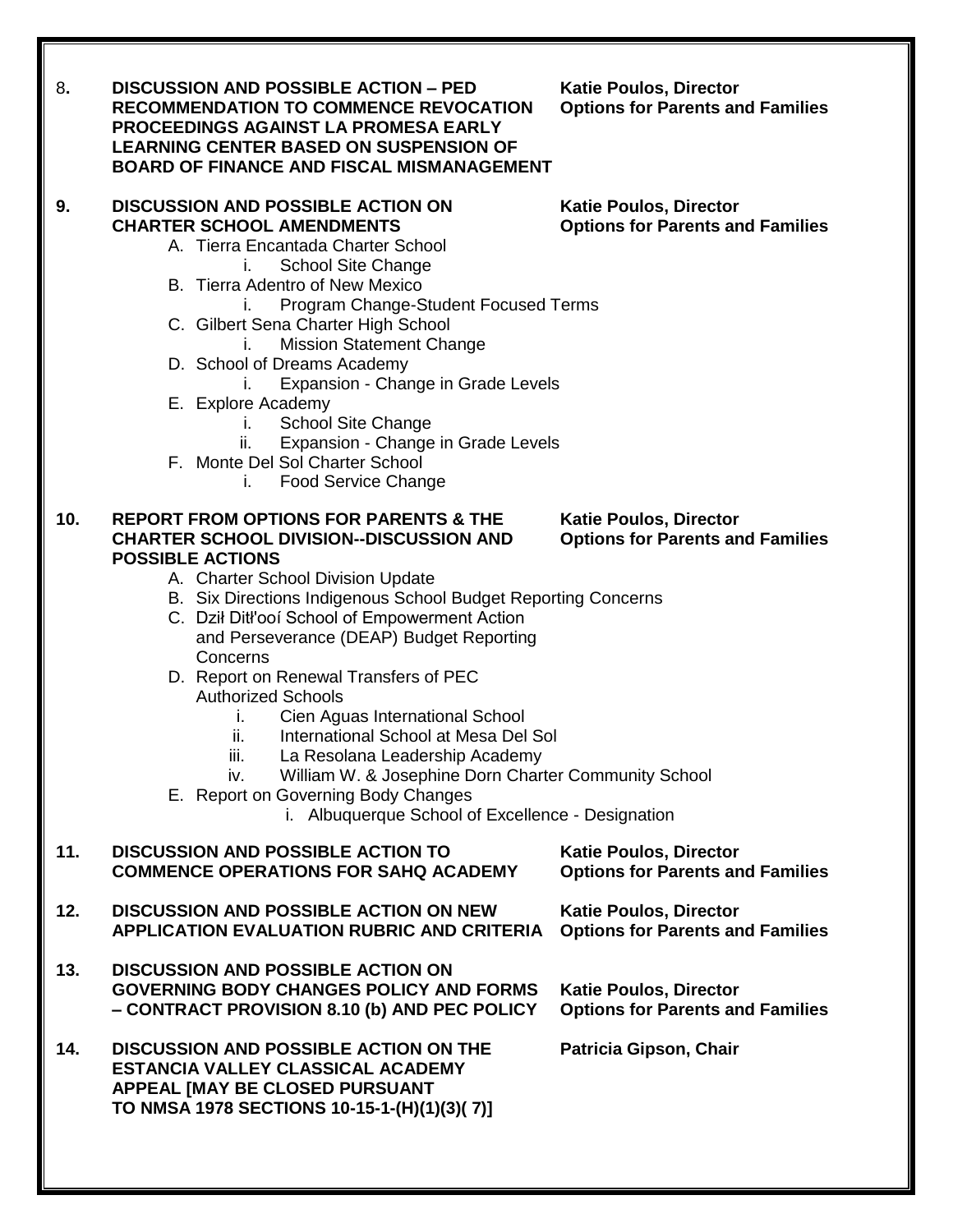8. **DISCUSSION AND POSSIBLE ACTION – PED RECOMMENDATION TO COMMENCE REVOCATION PROCEEDINGS AGAINST LA PROMESA EARLY LEARNING CENTER BASED ON SUSPENSION OF BOARD OF FINANCE AND FISCAL MISMANAGEMENT** — **Katie Poulos, Director, Options for Parents and Families**

9. **DISCUSSION AND POSSIBLE ACTION ON CHARTER SCHOOL AMENDMENTS** — **Katie Poulos, Director, Options for Parents and Families**
   - A. Tierra Encantada Charter School
     - i. School Site Change
   - B. Tierra Adentro of New Mexico
     - i. Program Change-Student Focused Terms
   - C. Gilbert Sena Charter High School
     - i. Mission Statement Change
   - D. School of Dreams Academy
     - i. Expansion - Change in Grade Levels
   - E. Explore Academy
     - i. School Site Change
     - ii. Expansion - Change in Grade Levels
   - F. Monte Del Sol Charter School
     - i. Food Service Change

10. **REPORT FROM OPTIONS FOR PARENTS & THE CHARTER SCHOOL DIVISION--DISCUSSION AND POSSIBLE ACTIONS** — **Katie Poulos, Director, Options for Parents and Families**
    - A. Charter School Division Update
    - B. Six Directions Indigenous School Budget Reporting Concerns
    - C. Dził Ditł'ooí School of Empowerment Action and Perseverance (DEAP) Budget Reporting Concerns
    - D. Report on Renewal Transfers of PEC Authorized Schools
      - i. Cien Aguas International School
      - ii. International School at Mesa Del Sol
      - iii. La Resolana Leadership Academy
      - iv. William W. & Josephine Dorn Charter Community School
    - E. Report on Governing Body Changes
      - i. Albuquerque School of Excellence - Designation

11. **DISCUSSION AND POSSIBLE ACTION TO COMMENCE OPERATIONS FOR SAHQ ACADEMY** — **Katie Poulos, Director, Options for Parents and Families**

12. **DISCUSSION AND POSSIBLE ACTION ON NEW APPLICATION EVALUATION RUBRIC AND CRITERIA** — **Katie Poulos, Director, Options for Parents and Families**

13. **DISCUSSION AND POSSIBLE ACTION ON GOVERNING BODY CHANGES POLICY AND FORMS – CONTRACT PROVISION 8.10 (b) AND PEC POLICY** — **Katie Poulos, Director, Options for Parents and Families**

14. **DISCUSSION AND POSSIBLE ACTION ON THE ESTANCIA VALLEY CLASSICAL ACADEMY APPEAL [MAY BE CLOSED PURSUANT TO NMSA 1978 SECTIONS 10-15-1-(H)(1)(3)( 7)]** — **Patricia Gipson, Chair**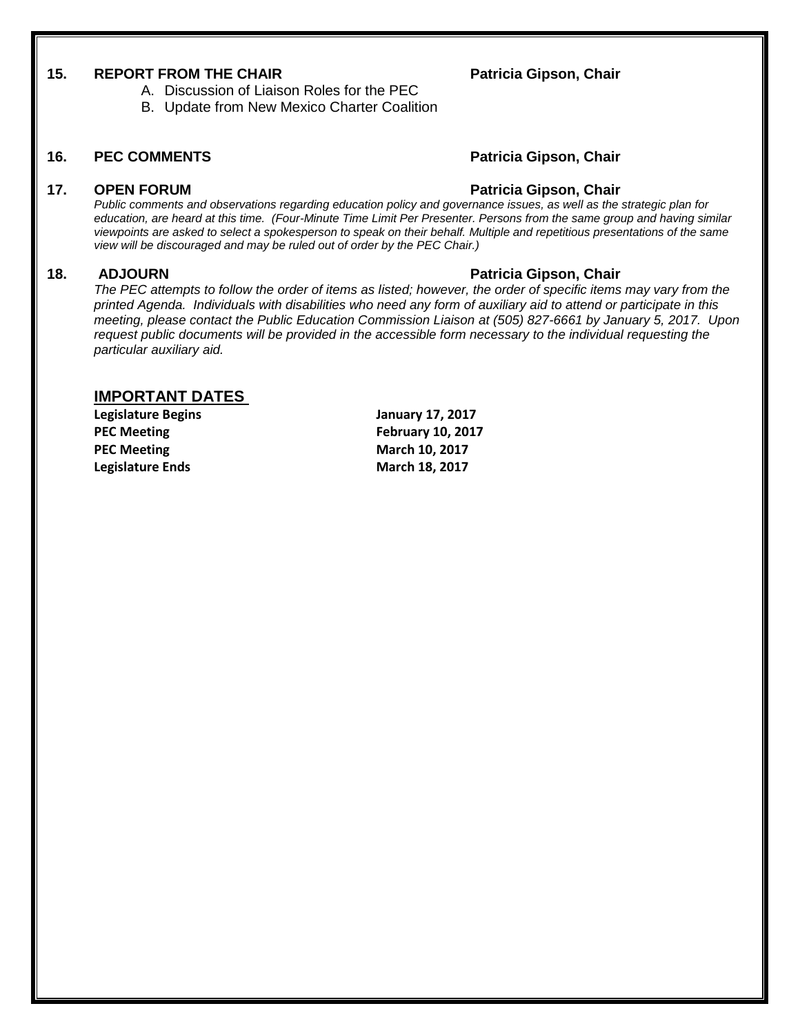**15. REPORT FROM THE CHAIR** **Patricia Gipson, Chair**

A. Discussion of Liaison Roles for the PEC
B. Update from New Mexico Charter Coalition

**16. PEC COMMENTS** **Patricia Gipson, Chair**

**17. OPEN FORUM** **Patricia Gipson, Chair**

*Public comments and observations regarding education policy and governance issues, as well as the strategic plan for education, are heard at this time. (Four-Minute Time Limit Per Presenter. Persons from the same group and having similar viewpoints are asked to select a spokesperson to speak on their behalf. Multiple and repetitious presentations of the same view will be discouraged and may be ruled out of order by the PEC Chair.)*

**18. ADJOURN** **Patricia Gipson, Chair**

*The PEC attempts to follow the order of items as listed; however, the order of specific items may vary from the printed Agenda. Individuals with disabilities who need any form of auxiliary aid to attend or participate in this meeting, please contact the Public Education Commission Liaison at (505) 827-6661 by January 5, 2017. Upon request public documents will be provided in the accessible form necessary to the individual requesting the particular auxiliary aid.*

## IMPORTANT DATES

| | |
|---|---|
| **Legislature Begins** | **January 17, 2017** |
| **PEC Meeting** | **February 10, 2017** |
| **PEC Meeting** | **March 10, 2017** |
| **Legislature Ends** | **March 18, 2017** |